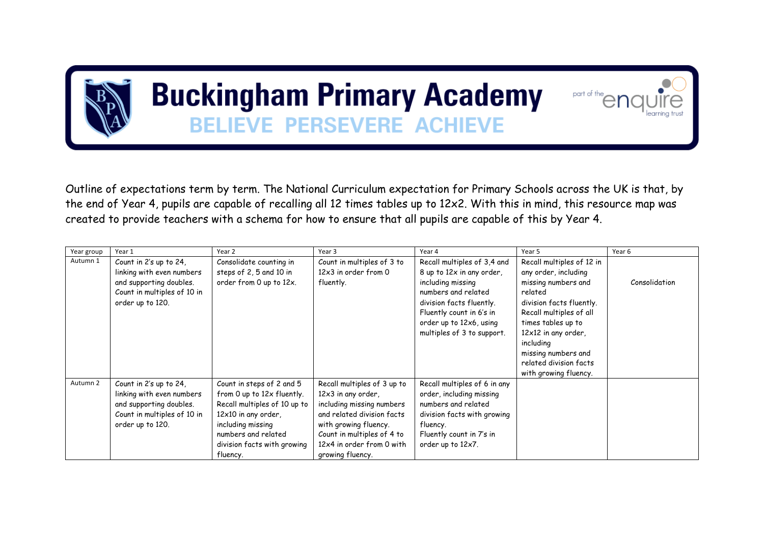# Buckingham Primary Academy

**BELIEVE PERSEVERE ACHIEVE**

part of the enquire learning trust

Outline of expectations term by term. The National Curriculum expectation for Primary Schools across the UK is that, by the end of Year 4, pupils are capable of recalling all 12 times tables up to 12x2. With this in mind, this resource map was created to provide teachers with a schema for how to ensure that all pupils are capable of this by Year 4.

| Year group | Year 1 | Year 2 | Year 3 | Year 4 | Year 5 | Year 6 |
|---|---|---|---|---|---|---|
| Autumn 1 | Count in 2's up to 24, linking with even numbers and supporting doubles. Count in multiples of 10 in order up to 120. | Consolidate counting in steps of 2, 5 and 10 in order from 0 up to 12x. | Count in multiples of 3 to 12x3 in order from 0 fluently. | Recall multiples of 3,4 and 8 up to 12x in any order, including missing numbers and related division facts fluently. Fluently count in 6's in order up to 12x6, using multiples of 3 to support. | Recall multiples of 12 in any order, including missing numbers and related division facts fluently. Recall multiples of all times tables up to 12x12 in any order, including missing numbers and related division facts with growing fluency. | Consolidation |
| Autumn 2 | Count in 2's up to 24, linking with even numbers and supporting doubles. Count in multiples of 10 in order up to 120. | Count in steps of 2 and 5 from 0 up to 12x fluently. Recall multiples of 10 up to 12x10 in any order, including missing numbers and related division facts with growing fluency. | Recall multiples of 3 up to 12x3 in any order, including missing numbers and related division facts with growing fluency. Count in multiples of 4 to 12x4 in order from 0 with growing fluency. | Recall multiples of 6 in any order, including missing numbers and related division facts with growing fluency. Fluently count in 7's in order up to 12x7. | | |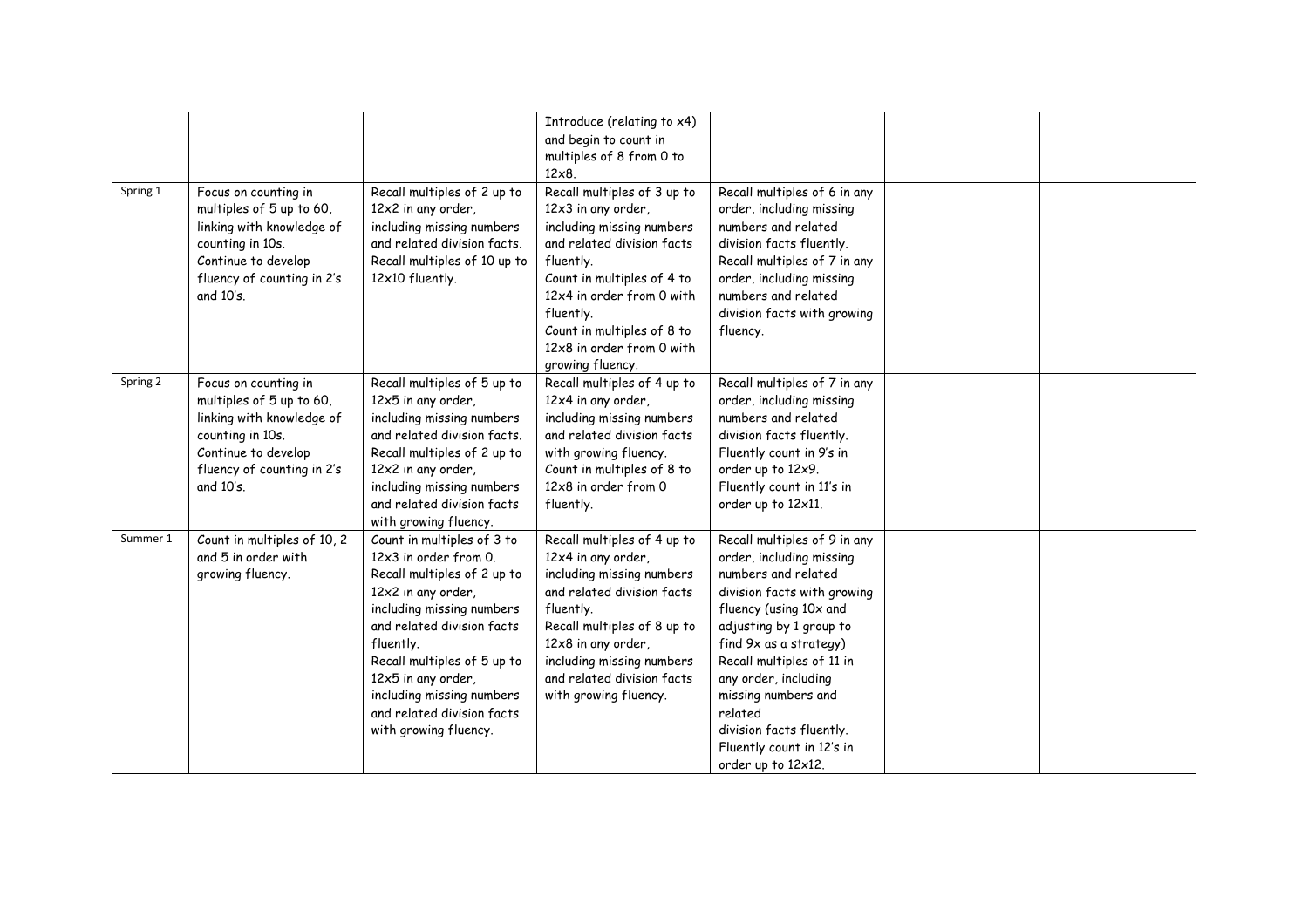|  |  |  |  |  |  |  |
| --- | --- | --- | --- | --- | --- | --- |
|  |  |  | Introduce (relating to x4) and begin to count in multiples of 8 from 0 to 12x8. |  |  |  |
| Spring 1 | Focus on counting in multiples of 5 up to 60, linking with knowledge of counting in 10s. Continue to develop fluency of counting in 2's and 10's. | Recall multiples of 2 up to 12x2 in any order, including missing numbers and related division facts. Recall multiples of 10 up to 12x10 fluently. | Recall multiples of 3 up to 12x3 in any order, including missing numbers and related division facts fluently. Count in multiples of 4 to 12x4 in order from 0 with fluently. Count in multiples of 8 to 12x8 in order from 0 with growing fluency. | Recall multiples of 6 in any order, including missing numbers and related division facts fluently. Recall multiples of 7 in any order, including missing numbers and related division facts with growing fluency. |  |  |
| Spring 2 | Focus on counting in multiples of 5 up to 60, linking with knowledge of counting in 10s. Continue to develop fluency of counting in 2's and 10's. | Recall multiples of 5 up to 12x5 in any order, including missing numbers and related division facts. Recall multiples of 2 up to 12x2 in any order, including missing numbers and related division facts with growing fluency. | Recall multiples of 4 up to 12x4 in any order, including missing numbers and related division facts with growing fluency. Count in multiples of 8 to 12x8 in order from 0 fluently. | Recall multiples of 7 in any order, including missing numbers and related division facts fluently. Fluently count in 9's in order up to 12x9. Fluently count in 11's in order up to 12x11. |  |  |
| Summer 1 | Count in multiples of 10, 2 and 5 in order with growing fluency. | Count in multiples of 3 to 12x3 in order from 0. Recall multiples of 2 up to 12x2 in any order, including missing numbers and related division facts fluently. Recall multiples of 5 up to 12x5 in any order, including missing numbers and related division facts with growing fluency. | Recall multiples of 4 up to 12x4 in any order, including missing numbers and related division facts fluently. Recall multiples of 8 up to 12x8 in any order, including missing numbers and related division facts with growing fluency. | Recall multiples of 9 in any order, including missing numbers and related division facts with growing fluency (using 10x and adjusting by 1 group to find 9x as a strategy) Recall multiples of 11 in any order, including missing numbers and related division facts fluently. Fluently count in 12's in order up to 12x12. |  |  |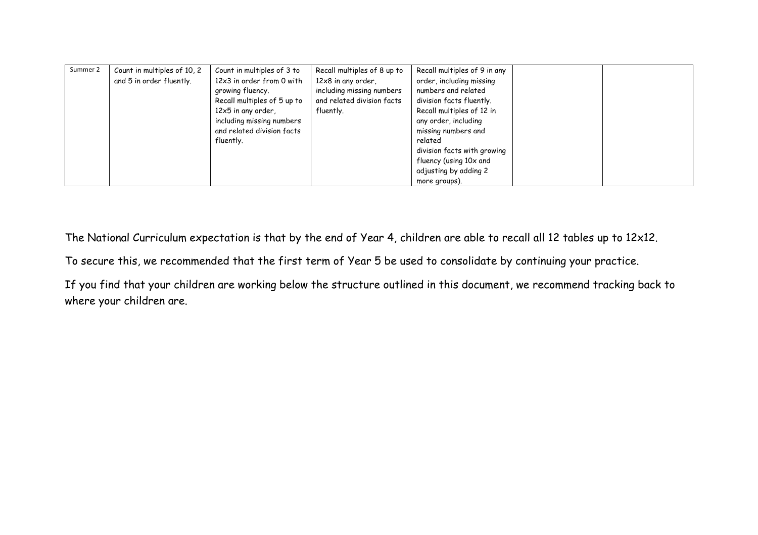| | | | | | | |
|---|---|---|---|---|---|---|
| Summer 2 | Count in multiples of 10, 2 and 5 in order fluently. | Count in multiples of 3 to 12x3 in order from 0 with growing fluency. Recall multiples of 5 up to 12x5 in any order, including missing numbers and related division facts fluently. | Recall multiples of 8 up to 12x8 in any order, including missing numbers and related division facts fluently. | Recall multiples of 9 in any order, including missing numbers and related division facts fluently. Recall multiples of 12 in any order, including missing numbers and related division facts with growing fluency (using 10x and adjusting by adding 2 more groups). | | |

The National Curriculum expectation is that by the end of Year 4, children are able to recall all 12 tables up to 12x12.

To secure this, we recommended that the first term of Year 5 be used to consolidate by continuing your practice.

If you find that your children are working below the structure outlined in this document, we recommend tracking back to where your children are.